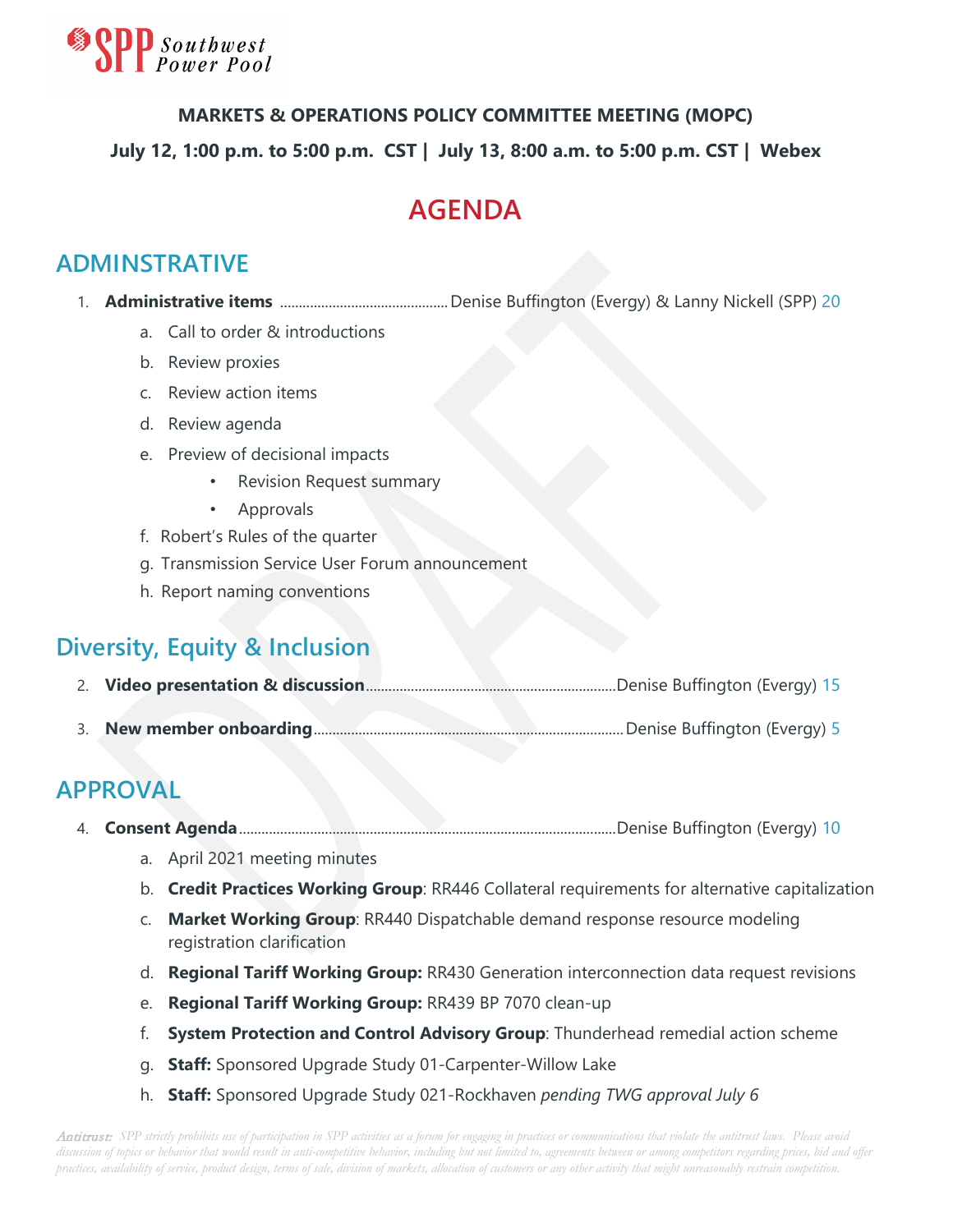**MARKETS & OPERATIONS POLICY COMMITTEE MEETING (MOPC)**

**July 12, 1:00 p.m. to 5:00 p.m. CST | July 13, 8:00 a.m. to 5:00 p.m. CST | Webex**

# AGENDA

## ADMINSTRATIVE

1. **Administrative items** ............................................ Denise Buffington (Evergy) & Lanny Nickell (SPP) 20
   a. Call to order & introductions
   b. Review proxies
   c. Review action items
   d. Review agenda
   e. Preview of decisional impacts
      - Revision Request summary
      - Approvals
   f. Robert's Rules of the quarter
   g. Transmission Service User Forum announcement
   h. Report naming conventions

## Diversity, Equity & Inclusion

2. **Video presentation & discussion** ............................................ Denise Buffington (Evergy) 15
3. **New member onboarding** ............................................ Denise Buffington (Evergy) 5

## APPROVAL

4. **Consent Agenda** ............................................ Denise Buffington (Evergy) 10
   a. April 2021 meeting minutes
   b. **Credit Practices Working Group**: RR446 Collateral requirements for alternative capitalization
   c. **Market Working Group**: RR440 Dispatchable demand response resource modeling registration clarification
   d. **Regional Tariff Working Group:** RR430 Generation interconnection data request revisions
   e. **Regional Tariff Working Group:** RR439 BP 7070 clean-up
   f. **System Protection and Control Advisory Group**: Thunderhead remedial action scheme
   g. **Staff:** Sponsored Upgrade Study 01-Carpenter-Willow Lake
   h. **Staff:** Sponsored Upgrade Study 021-Rockhaven *pending TWG approval July 6*

*Antitrust: SPP strictly prohibits use of participation in SPP activities as a forum for engaging in practices or communications that violate the antitrust laws. Please avoid discussion of topics or behavior that would result in anti-competitive behavior, including but not limited to, agreements between or among competitors regarding prices, bid and offer practices, availability of service, product design, terms of sale, division of markets, allocation of customers or any other activity that might unreasonably restrain competition.*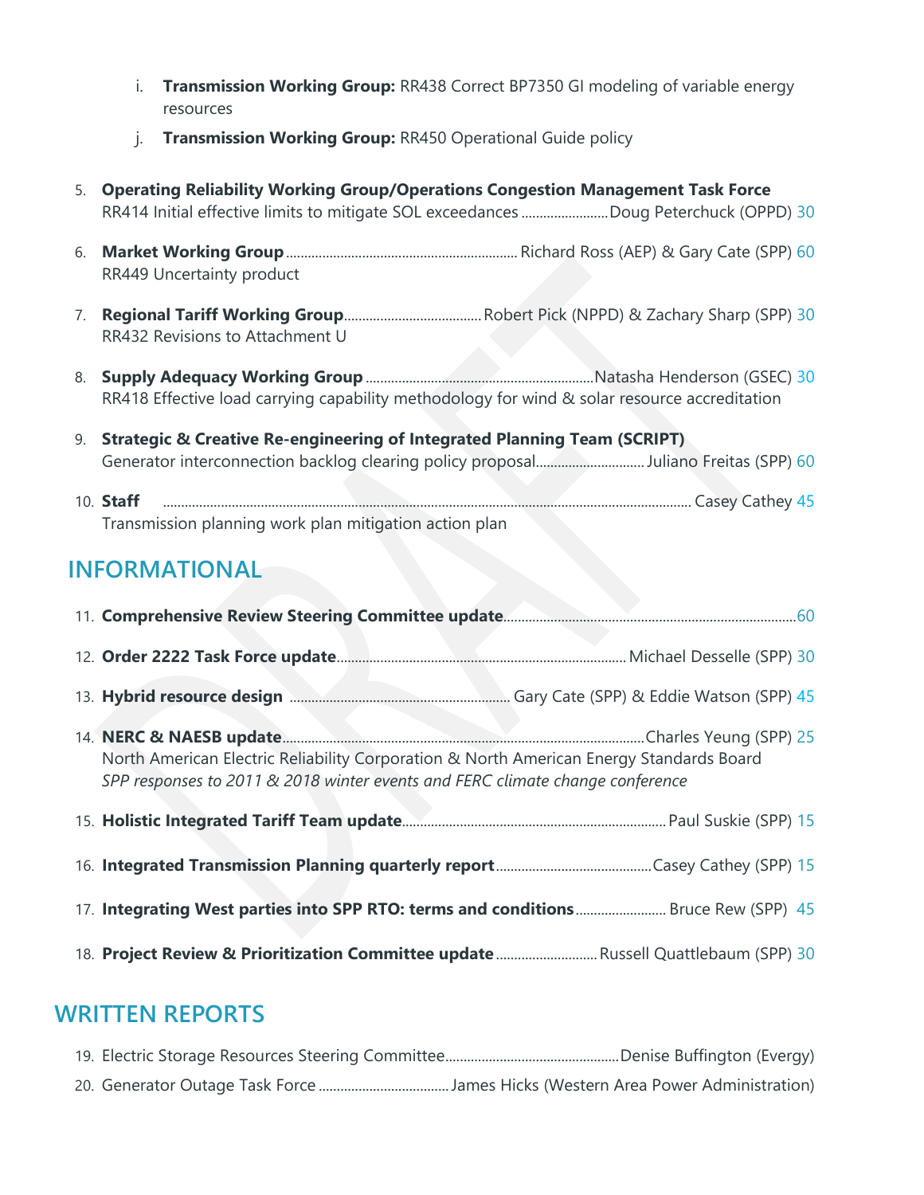i. **Transmission Working Group:** RR438 Correct BP7350 GI modeling of variable energy resources

j. **Transmission Working Group:** RR450 Operational Guide policy

5. **Operating Reliability Working Group/Operations Congestion Management Task Force**
   RR414 Initial effective limits to mitigate SOL exceedances ........................Doug Peterchuck (OPPD) 30

6. **Market Working Group**...............................................................Richard Ross (AEP) & Gary Cate (SPP) 60
   RR449 Uncertainty product

7. **Regional Tariff Working Group**.....................................Robert Pick (NPPD) & Zachary Sharp (SPP) 30
   RR432 Revisions to Attachment U

8. **Supply Adequacy Working Group** ..............................................................Natasha Henderson (GSEC) 30
   RR418 Effective load carrying capability methodology for wind & solar resource accreditation

9. **Strategic & Creative Re-engineering of Integrated Planning Team (SCRIPT)**
   Generator interconnection backlog clearing policy proposal.............................Juliano Freitas (SPP) 60

10. **Staff** ................................................................................................................................ Casey Cathey 45
    Transmission planning work plan mitigation action plan

## INFORMATIONAL

11. **Comprehensive Review Steering Committee update**................................................................................60

12. **Order 2222 Task Force update**............................................................................... Michael Desselle (SPP) 30

13. **Hybrid resource design** ............................................................ Gary Cate (SPP) & Eddie Watson (SPP) 45

14. **NERC & NAESB update**...................................................................................................Charles Yeung (SPP) 25
    North American Electric Reliability Corporation & North American Energy Standards Board
    *SPP responses to 2011 & 2018 winter events and FERC climate change conference*

15. **Holistic Integrated Tariff Team update**........................................................................ Paul Suskie (SPP) 15

16. **Integrated Transmission Planning quarterly report**..........................................Casey Cathey (SPP) 15

17. **Integrating West parties into SPP RTO: terms and conditions**......................... Bruce Rew (SPP) 45

18. **Project Review & Prioritization Committee update**............................Russell Quattlebaum (SPP) 30

## WRITTEN REPORTS

19. Electric Storage Resources Steering Committee...............................................Denise Buffington (Evergy)

20. Generator Outage Task Force ....................................James Hicks (Western Area Power Administration)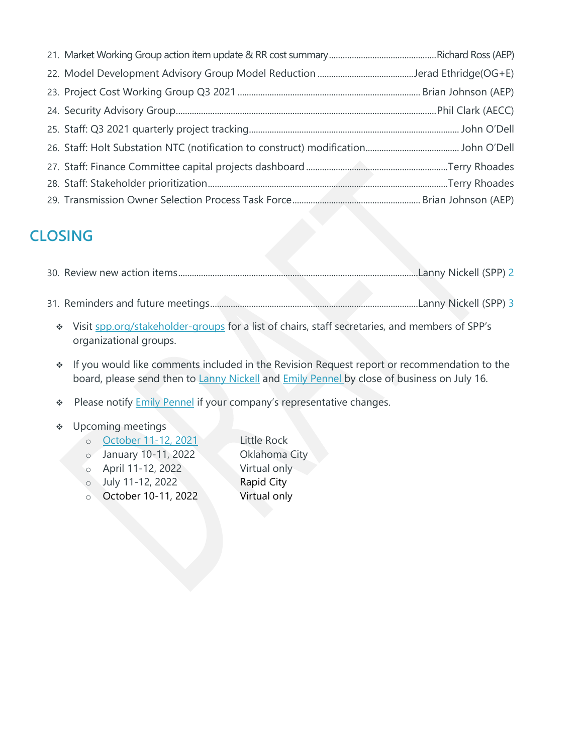21. Market Working Group action item update & RR cost summary....................Richard Ross (AEP)
22. Model Development Advisory Group Model Reduction ....................Jerad Ethridge(OG+E)
23. Project Cost Working Group Q3 2021 .................... Brian Johnson (AEP)
24. Security Advisory Group....................Phil Clark (AECC)
25. Staff: Q3 2021 quarterly project tracking.................... John O'Dell
26. Staff: Holt Substation NTC (notification to construct) modification.................... John O'Dell
27. Staff: Finance Committee capital projects dashboard ....................Terry Rhoades
28. Staff: Stakeholder prioritization....................Terry Rhoades
29. Transmission Owner Selection Process Task Force.................... Brian Johnson (AEP)

## CLOSING

30. Review new action items....................Lanny Nickell (SPP) 2

31. Reminders and future meetings....................Lanny Nickell (SPP) 3

- Visit spp.org/stakeholder-groups for a list of chairs, staff secretaries, and members of SPP's organizational groups.

- If you would like comments included in the Revision Request report or recommendation to the board, please send then to Lanny Nickell and Emily Pennel by close of business on July 16.

- Please notify Emily Pennel if your company's representative changes.

- Upcoming meetings
  - October 11-12, 2021 — Little Rock
  - January 10-11, 2022 — Oklahoma City
  - April 11-12, 2022 — Virtual only
  - July 11-12, 2022 — Rapid City
  - October 10-11, 2022 — Virtual only